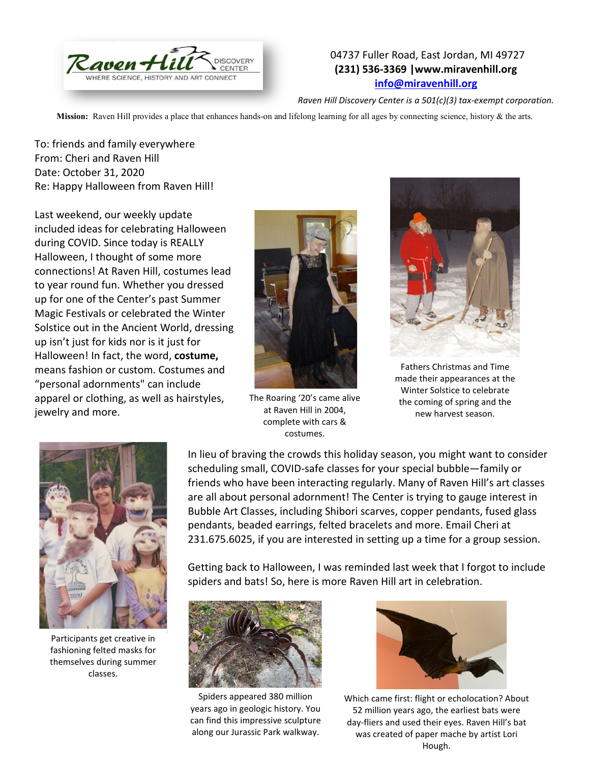Raven Hill DISCOVERY CENTER
WHERE SCIENCE, HISTORY AND ART CONNECT

04737 Fuller Road, East Jordan, MI 49727
**(231) 536-3369 |www.miravenhill.org**
**info@miravenhill.org**

*Raven Hill Discovery Center is a 501(c)(3) tax-exempt corporation.*

**Mission:** Raven Hill provides a place that enhances hands-on and lifelong learning for all ages by connecting science, history & the arts.

To: friends and family everywhere
From: Cheri and Raven Hill
Date: October 31, 2020
Re: Happy Halloween from Raven Hill!

Last weekend, our weekly update included ideas for celebrating Halloween during COVID. Since today is REALLY Halloween, I thought of some more connections! At Raven Hill, costumes lead to year round fun. Whether you dressed up for one of the Center's past Summer Magic Festivals or celebrated the Winter Solstice out in the Ancient World, dressing up isn't just for kids nor is it just for Halloween! In fact, the word, **costume,** means fashion or custom. Costumes and "personal adornments" can include apparel or clothing, as well as hairstyles, jewelry and more.

The Roaring '20's came alive at Raven Hill in 2004, complete with cars & costumes.

Fathers Christmas and Time made their appearances at the Winter Solstice to celebrate the coming of spring and the new harvest season.

In lieu of braving the crowds this holiday season, you might want to consider scheduling small, COVID-safe classes for your special bubble—family or friends who have been interacting regularly. Many of Raven Hill's art classes are all about personal adornment! The Center is trying to gauge interest in Bubble Art Classes, including Shibori scarves, copper pendants, fused glass pendants, beaded earrings, felted bracelets and more. Email Cheri at 231.675.6025, if you are interested in setting up a time for a group session.

Participants get creative in fashioning felted masks for themselves during summer classes.

Getting back to Halloween, I was reminded last week that I forgot to include spiders and bats! So, here is more Raven Hill art in celebration.

Spiders appeared 380 million years ago in geologic history. You can find this impressive sculpture along our Jurassic Park walkway.

Which came first: flight or echolocation? About 52 million years ago, the earliest bats were day-fliers and used their eyes. Raven Hill's bat was created of paper mache by artist Lori Hough.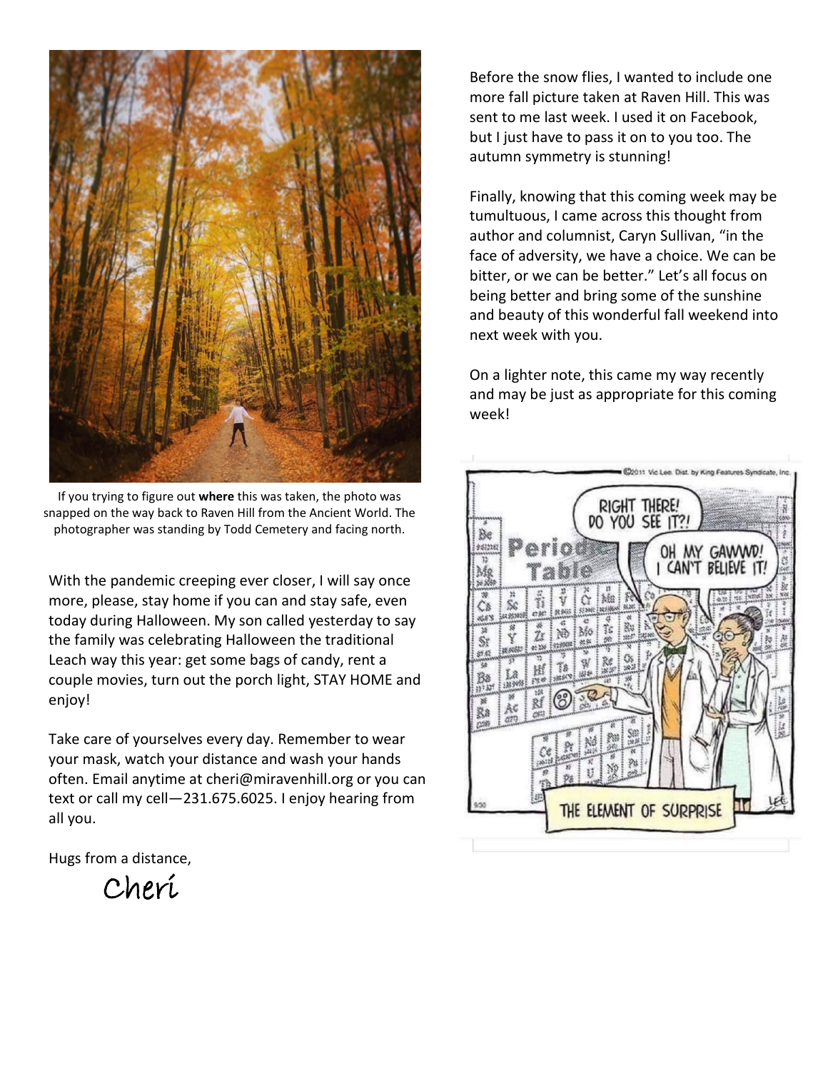If you trying to figure out **where** this was taken, the photo was snapped on the way back to Raven Hill from the Ancient World. The photographer was standing by Todd Cemetery and facing north.

With the pandemic creeping ever closer, I will say once more, please, stay home if you can and stay safe, even today during Halloween. My son called yesterday to say the family was celebrating Halloween the traditional Leach way this year: get some bags of candy, rent a couple movies, turn out the porch light, STAY HOME and enjoy!

Take care of yourselves every day. Remember to wear your mask, watch your distance and wash your hands often. Email anytime at cheri@miravenhill.org or you can text or call my cell—231.675.6025. I enjoy hearing from all you.

Hugs from a distance,

Cheri

Before the snow flies, I wanted to include one more fall picture taken at Raven Hill. This was sent to me last week. I used it on Facebook, but I just have to pass it on to you too. The autumn symmetry is stunning!

Finally, knowing that this coming week may be tumultuous, I came across this thought from author and columnist, Caryn Sullivan, "in the face of adversity, we have a choice. We can be bitter, or we can be better." Let's all focus on being better and bring some of the sunshine and beauty of this wonderful fall weekend into next week with you.

On a lighter note, this came my way recently and may be just as appropriate for this coming week!